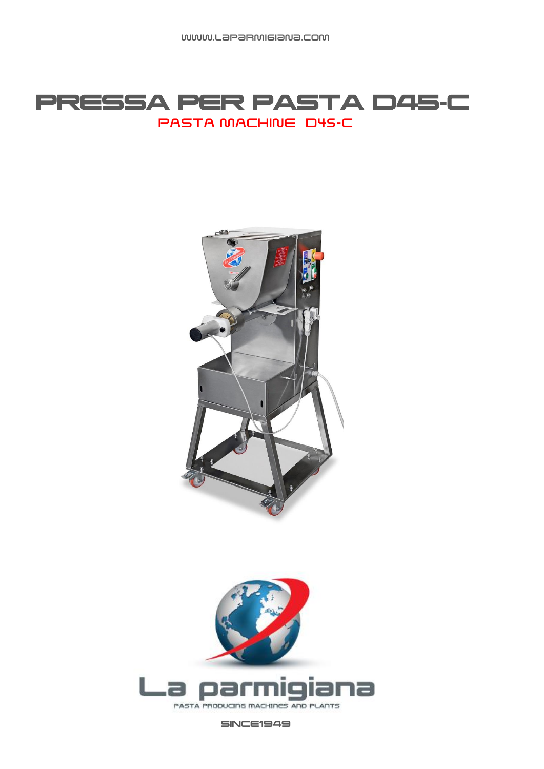WWW.LAPARMIGIANA.COM

# PRESSA PER PASTA D45-C

## PASTA MACHINE D45-C

La parmigiana

PASTA PRODUCING MACHINES AND PLANTS

SINCE1949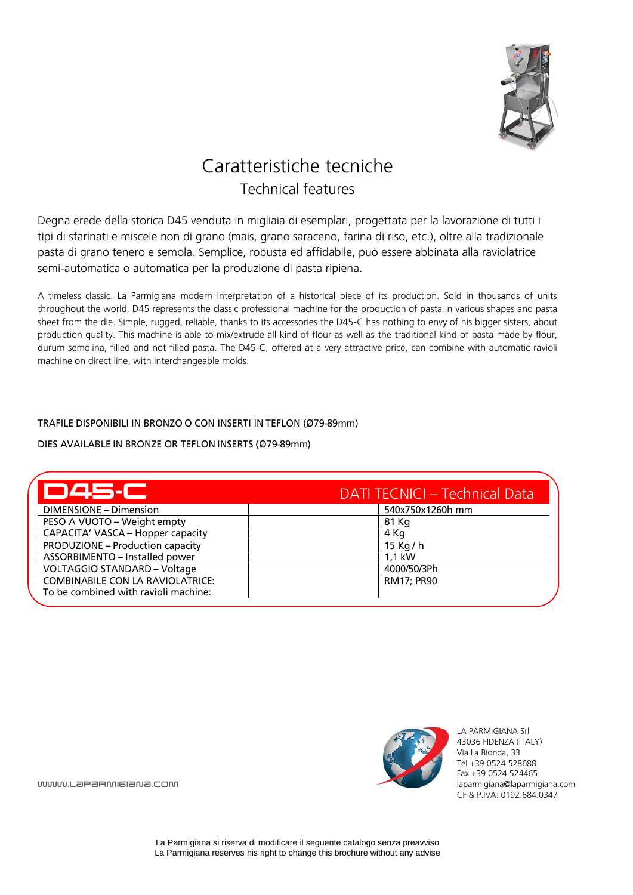# Caratteristiche tecniche

## Technical features

Degna erede della storica D45 venduta in migliaia di esemplari, progettata per la lavorazione di tutti i tipi di sfarinati e miscele non di grano (mais, grano saraceno, farina di riso, etc.), oltre alla tradizionale pasta di grano tenero e semola. Semplice, robusta ed affidabile, può essere abbinata alla raviolatrice semi-automatica o automatica per la produzione di pasta ripiena.

A timeless classic. La Parmigiana modern interpretation of a historical piece of its production. Sold in thousands of units throughout the world, D45 represents the classic professional machine for the production of pasta in various shapes and pasta sheet from the die. Simple, rugged, reliable, thanks to its accessories the D45-C has nothing to envy of his bigger sisters, about production quality. This machine is able to mix/extrude all kind of flour as well as the traditional kind of pasta made by flour, durum semolina, filled and not filled pasta. The D45-C, offered at a very attractive price, can combine with automatic ravioli machine on direct line, with interchangeable molds.

TRAFILE DISPONIBILI IN BRONZO O CON INSERTI IN TEFLON (Ø79-89mm)

DIES AVAILABLE IN BRONZE OR TEFLON INSERTS (Ø79-89mm)

| D45-C | | DATI TECNICI – Technical Data |
|---|---|---|
| DIMENSIONE – Dimension | | 540x750x1260h mm |
| PESO A VUOTO – Weight empty | | 81 Kg |
| CAPACITA' VASCA – Hopper capacity | | 4 Kg |
| PRODUZIONE – Production capacity | | 15 Kg / h |
| ASSORBIMENTO – Installed power | | 1,1 kW |
| VOLTAGGIO STANDARD – Voltage | | 4000/50/3Ph |
| COMBINABILE CON LA RAVIOLATRICE: To be combined with ravioli machine: | | RM17; PR90 |

www.laparmigiana.com

LA PARMIGIANA Srl
43036 FIDENZA (ITALY)
Via La Bionda, 33
Tel +39 0524 528688
Fax +39 0524 524465
laparmigiana@laparmigiana.com
CF & P.IVA: 0192.684.0347

La Parmigiana si riserva di modificare il seguente catalogo senza preavviso
La Parmigiana reserves his right to change this brochure without any advise